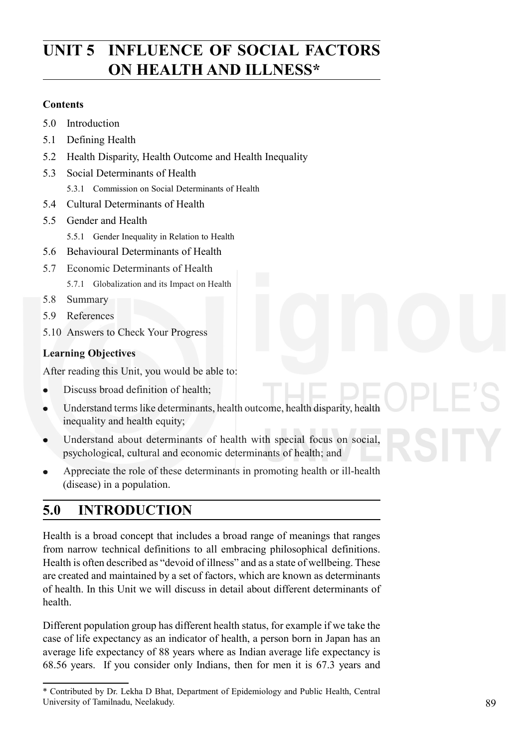# UNIT 5 INFLUENCE OF SOCIAL FACTORS ON HEALTH AND ILLNESS*

**Contents**

5.0 Introduction

5.1 Defining Health

5.2 Health Disparity, Health Outcome and Health Inequality

5.3 Social Determinants of Health

  5.3.1 Commission on Social Determinants of Health

5.4 Cultural Determinants of Health

5.5 Gender and Health

  5.5.1 Gender Inequality in Relation to Health

5.6 Behavioural Determinants of Health

5.7 Economic Determinants of Health

  5.7.1 Globalization and its Impact on Health

5.8 Summary

5.9 References

5.10 Answers to Check Your Progress

**Learning Objectives**

After reading this Unit, you would be able to:

- Discuss broad definition of health;
- Understand terms like determinants, health outcome, health disparity, health inequality and health equity;
- Understand about determinants of health with special focus on social, psychological, cultural and economic determinants of health; and
- Appreciate the role of these determinants in promoting health or ill-health (disease) in a population.

## 5.0 INTRODUCTION

Health is a broad concept that includes a broad range of meanings that ranges from narrow technical definitions to all embracing philosophical definitions. Health is often described as "devoid of illness" and as a state of wellbeing. These are created and maintained by a set of factors, which are known as determinants of health. In this Unit we will discuss in detail about different determinants of health.

Different population group has different health status, for example if we take the case of life expectancy as an indicator of health, a person born in Japan has an average life expectancy of 88 years where as Indian average life expectancy is 68.56 years. If you consider only Indians, then for men it is 67.3 years and

---

* Contributed by Dr. Lekha D Bhat, Department of Epidemiology and Public Health, Central University of Tamilnadu, Neelakudy.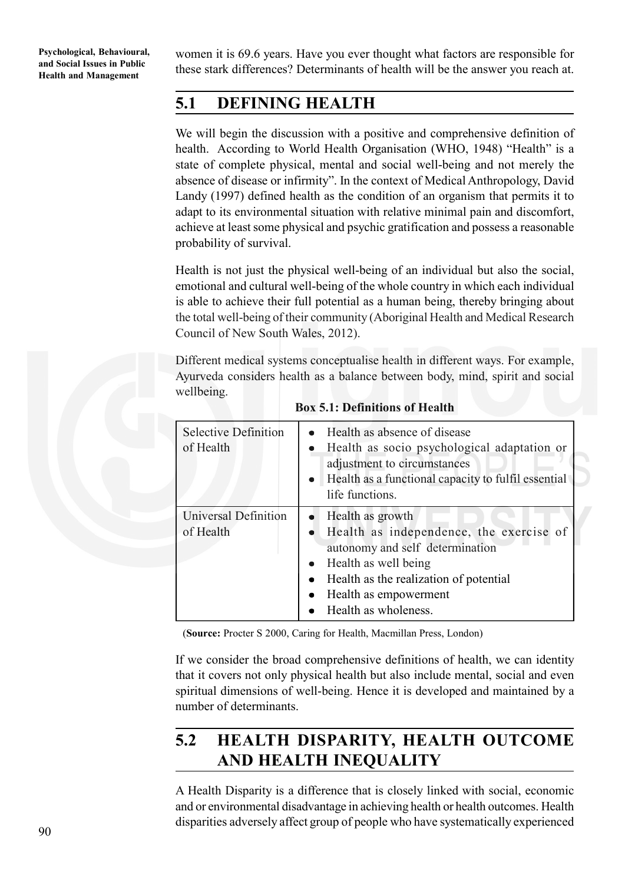women it is 69.6 years. Have you ever thought what factors are responsible for these stark differences? Determinants of health will be the answer you reach at.

## 5.1 DEFINING HEALTH

We will begin the discussion with a positive and comprehensive definition of health. According to World Health Organisation (WHO, 1948) "Health" is a state of complete physical, mental and social well-being and not merely the absence of disease or infirmity". In the context of Medical Anthropology, David Landy (1997) defined health as the condition of an organism that permits it to adapt to its environmental situation with relative minimal pain and discomfort, achieve at least some physical and psychic gratification and possess a reasonable probability of survival.

Health is not just the physical well-being of an individual but also the social, emotional and cultural well-being of the whole country in which each individual is able to achieve their full potential as a human being, thereby bringing about the total well-being of their community (Aboriginal Health and Medical Research Council of New South Wales, 2012).

Different medical systems conceptualise health in different ways. For example, Ayurveda considers health as a balance between body, mind, spirit and social wellbeing.

**Box 5.1: Definitions of Health**

| | |
|---|---|
| Selective Definition of Health | • Health as absence of disease<br>• Health as socio psychological adaptation or adjustment to circumstances<br>• Health as a functional capacity to fulfil essential life functions. |
| Universal Definition of Health | • Health as growth<br>• Health as independence, the exercise of autonomy and self determination<br>• Health as well being<br>• Health as the realization of potential<br>• Health as empowerment<br>• Health as wholeness. |

(**Source:** Procter S 2000, Caring for Health, Macmillan Press, London)

If we consider the broad comprehensive definitions of health, we can identity that it covers not only physical health but also include mental, social and even spiritual dimensions of well-being. Hence it is developed and maintained by a number of determinants.

## 5.2 HEALTH DISPARITY, HEALTH OUTCOME AND HEALTH INEQUALITY

A Health Disparity is a difference that is closely linked with social, economic and or environmental disadvantage in achieving health or health outcomes. Health disparities adversely affect group of people who have systematically experienced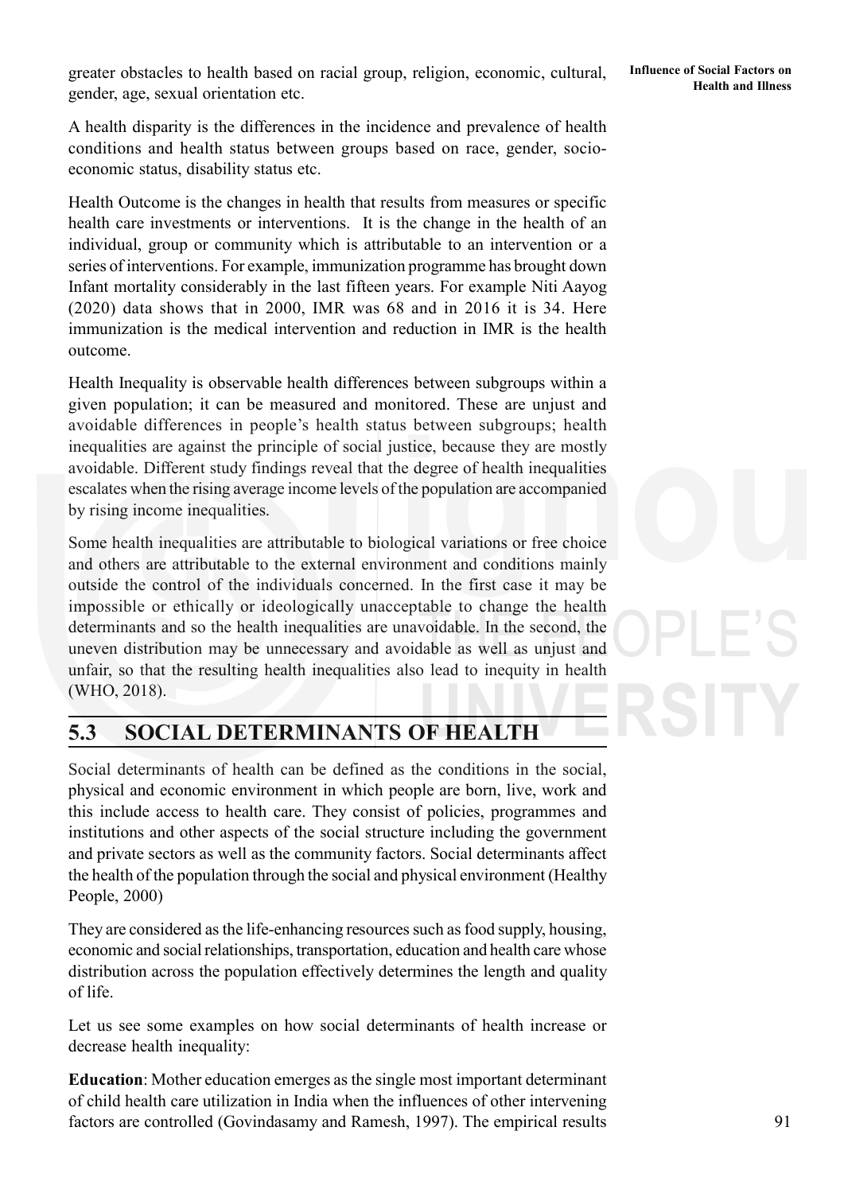greater obstacles to health based on racial group, religion, economic, cultural, gender, age, sexual orientation etc.

A health disparity is the differences in the incidence and prevalence of health conditions and health status between groups based on race, gender, socio-economic status, disability status etc.

Health Outcome is the changes in health that results from measures or specific health care investments or interventions. It is the change in the health of an individual, group or community which is attributable to an intervention or a series of interventions. For example, immunization programme has brought down Infant mortality considerably in the last fifteen years. For example Niti Aayog (2020) data shows that in 2000, IMR was 68 and in 2016 it is 34. Here immunization is the medical intervention and reduction in IMR is the health outcome.

Health Inequality is observable health differences between subgroups within a given population; it can be measured and monitored. These are unjust and avoidable differences in people's health status between subgroups; health inequalities are against the principle of social justice, because they are mostly avoidable. Different study findings reveal that the degree of health inequalities escalates when the rising average income levels of the population are accompanied by rising income inequalities.

Some health inequalities are attributable to biological variations or free choice and others are attributable to the external environment and conditions mainly outside the control of the individuals concerned. In the first case it may be impossible or ethically or ideologically unacceptable to change the health determinants and so the health inequalities are unavoidable. In the second, the uneven distribution may be unnecessary and avoidable as well as unjust and unfair, so that the resulting health inequalities also lead to inequity in health (WHO, 2018).

## 5.3 SOCIAL DETERMINANTS OF HEALTH

Social determinants of health can be defined as the conditions in the social, physical and economic environment in which people are born, live, work and this include access to health care. They consist of policies, programmes and institutions and other aspects of the social structure including the government and private sectors as well as the community factors. Social determinants affect the health of the population through the social and physical environment (Healthy People, 2000)

They are considered as the life-enhancing resources such as food supply, housing, economic and social relationships, transportation, education and health care whose distribution across the population effectively determines the length and quality of life.

Let us see some examples on how social determinants of health increase or decrease health inequality:

**Education**: Mother education emerges as the single most important determinant of child health care utilization in India when the influences of other intervening factors are controlled (Govindasamy and Ramesh, 1997). The empirical results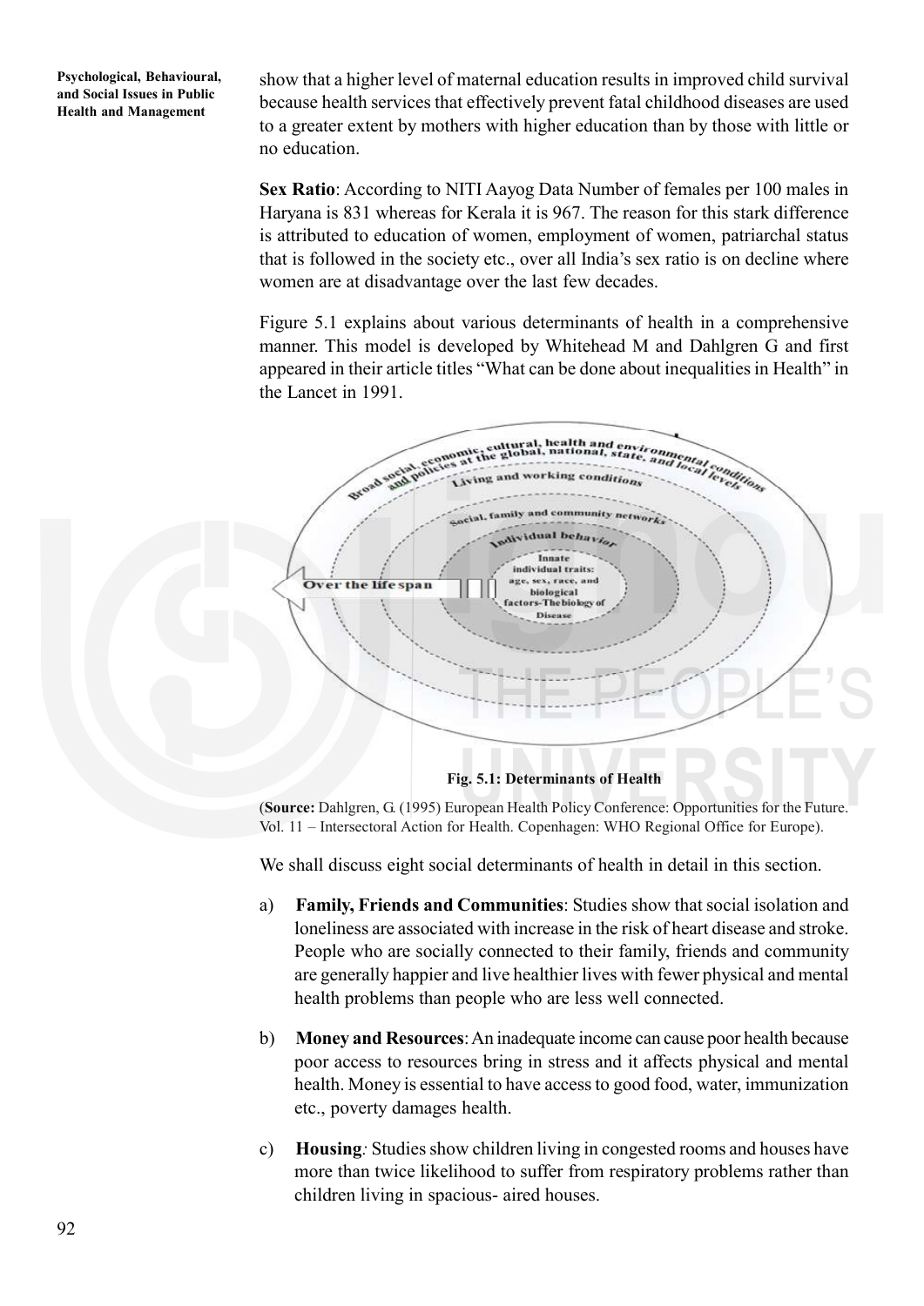show that a higher level of maternal education results in improved child survival because health services that effectively prevent fatal childhood diseases are used to a greater extent by mothers with higher education than by those with little or no education.

**Sex Ratio**: According to NITI Aayog Data Number of females per 100 males in Haryana is 831 whereas for Kerala it is 967. The reason for this stark difference is attributed to education of women, employment of women, patriarchal status that is followed in the society etc., over all India's sex ratio is on decline where women are at disadvantage over the last few decades.

Figure 5.1 explains about various determinants of health in a comprehensive manner. This model is developed by Whitehead M and Dahlgren G and first appeared in their article titles "What can be done about inequalities in Health" in the Lancet in 1991.

**Fig. 5.1: Determinants of Health**

(**Source:** Dahlgren, G. (1995) European Health Policy Conference: Opportunities for the Future. Vol. 11 – Intersectoral Action for Health. Copenhagen: WHO Regional Office for Europe).

We shall discuss eight social determinants of health in detail in this section.

a) **Family, Friends and Communities**: Studies show that social isolation and loneliness are associated with increase in the risk of heart disease and stroke. People who are socially connected to their family, friends and community are generally happier and live healthier lives with fewer physical and mental health problems than people who are less well connected.

b) **Money and Resources**: An inadequate income can cause poor health because poor access to resources bring in stress and it affects physical and mental health. Money is essential to have access to good food, water, immunization etc., poverty damages health.

c) **Housing**: Studies show children living in congested rooms and houses have more than twice likelihood to suffer from respiratory problems rather than children living in spacious- aired houses.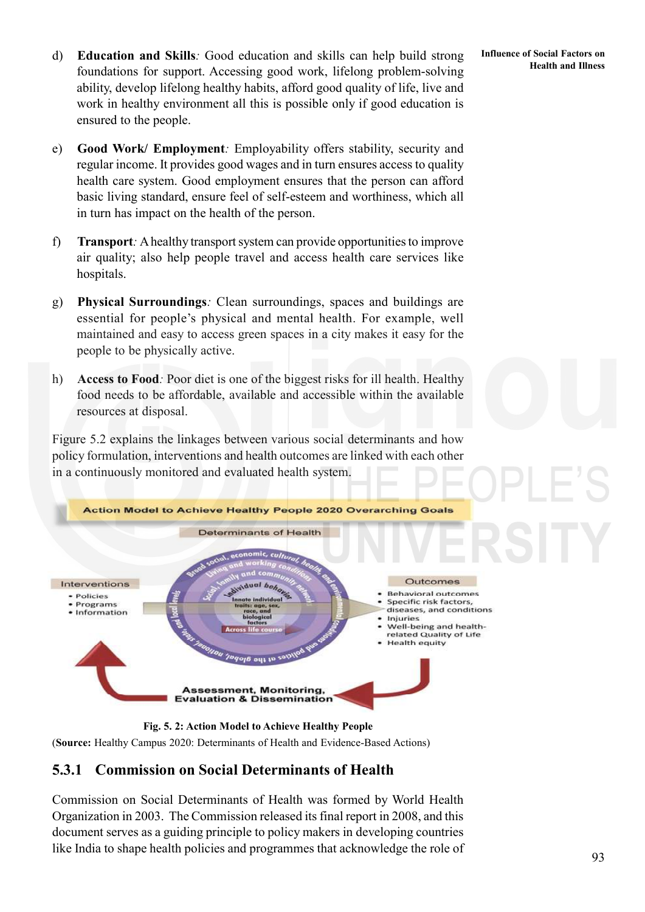d) **Education and Skills**: Good education and skills can help build strong foundations for support. Accessing good work, lifelong problem-solving ability, develop lifelong healthy habits, afford good quality of life, live and work in healthy environment all this is possible only if good education is ensured to the people.

e) **Good Work/ Employment**: Employability offers stability, security and regular income. It provides good wages and in turn ensures access to quality health care system. Good employment ensures that the person can afford basic living standard, ensure feel of self-esteem and worthiness, which all in turn has impact on the health of the person.

f) **Transport**: A healthy transport system can provide opportunities to improve air quality; also help people travel and access health care services like hospitals.

g) **Physical Surroundings**: Clean surroundings, spaces and buildings are essential for people's physical and mental health. For example, well maintained and easy to access green spaces in a city makes it easy for the people to be physically active.

h) **Access to Food**: Poor diet is one of the biggest risks for ill health. Healthy food needs to be affordable, available and accessible within the available resources at disposal.

Figure 5.2 explains the linkages between various social determinants and how policy formulation, interventions and health outcomes are linked with each other in a continuously monitored and evaluated health system.

Action Model to Achieve Healthy People 2020 Overarching Goals

Determinants of Health

Interventions
- Policies
- Programs
- Information

Broad social, economic, cultural, health, and environmental conditions and policies at the global, national, state, and local levels

Living and working conditions

Social, family and community networks

Individual behavior

Innate individual traits: age, sex, race, and biological factors

Across life course

Outcomes
- Behavioral outcomes
- Specific risk factors, diseases, and conditions
- Injuries
- Well-being and health-related Quality of Life
- Health equity

Assessment, Monitoring, Evaluation & Dissemination

**Fig. 5. 2: Action Model to Achieve Healthy People**

(**Source:** Healthy Campus 2020: Determinants of Health and Evidence-Based Actions)

### 5.3.1 Commission on Social Determinants of Health

Commission on Social Determinants of Health was formed by World Health Organization in 2003. The Commission released its final report in 2008, and this document serves as a guiding principle to policy makers in developing countries like India to shape health policies and programmes that acknowledge the role of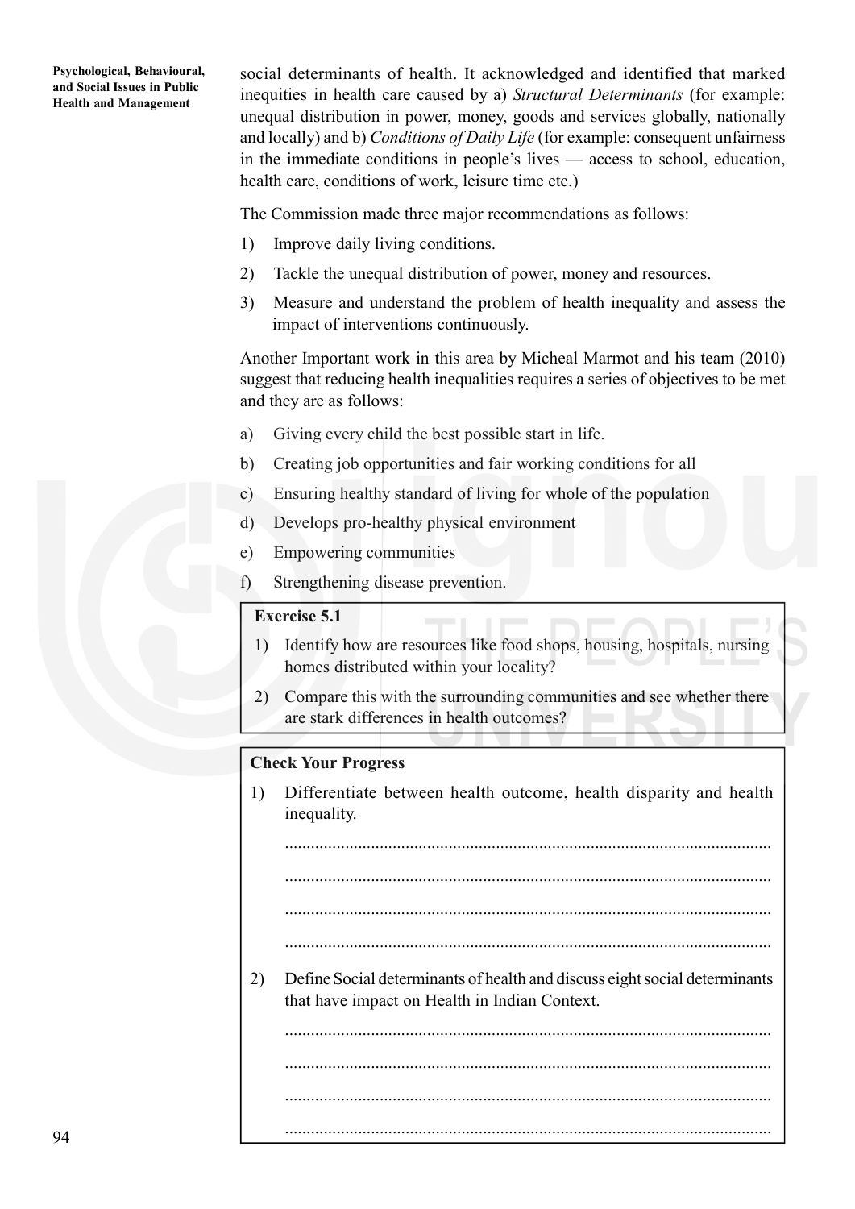social determinants of health. It acknowledged and identified that marked inequities in health care caused by a) *Structural Determinants* (for example: unequal distribution in power, money, goods and services globally, nationally and locally) and b) *Conditions of Daily Life* (for example: consequent unfairness in the immediate conditions in people's lives — access to school, education, health care, conditions of work, leisure time etc.)

The Commission made three major recommendations as follows:

1) Improve daily living conditions.
2) Tackle the unequal distribution of power, money and resources.
3) Measure and understand the problem of health inequality and assess the impact of interventions continuously.

Another Important work in this area by Micheal Marmot and his team (2010) suggest that reducing health inequalities requires a series of objectives to be met and they are as follows:

a) Giving every child the best possible start in life.
b) Creating job opportunities and fair working conditions for all
c) Ensuring healthy standard of living for whole of the population
d) Develops pro-healthy physical environment
e) Empowering communities
f) Strengthening disease prevention.

**Exercise 5.1**

1) Identify how are resources like food shops, housing, hospitals, nursing homes distributed within your locality?
2) Compare this with the surrounding communities and see whether there are stark differences in health outcomes?

**Check Your Progress**

1) Differentiate between health outcome, health disparity and health inequality.

...............................................................................................................

...............................................................................................................

...............................................................................................................

...............................................................................................................

2) Define Social determinants of health and discuss eight social determinants that have impact on Health in Indian Context.

...............................................................................................................

...............................................................................................................

...............................................................................................................

...............................................................................................................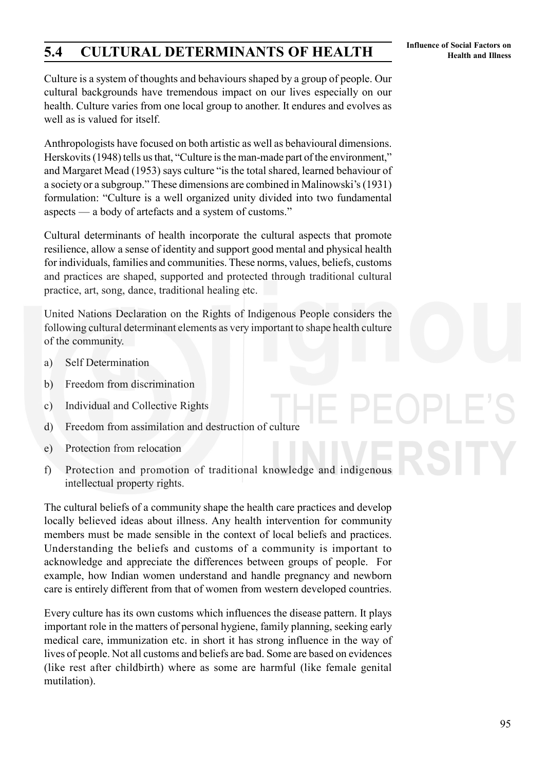## 5.4 CULTURAL DETERMINANTS OF HEALTH

Culture is a system of thoughts and behaviours shaped by a group of people. Our cultural backgrounds have tremendous impact on our lives especially on our health. Culture varies from one local group to another. It endures and evolves as well as is valued for itself.

Anthropologists have focused on both artistic as well as behavioural dimensions. Herskovits (1948) tells us that, "Culture is the man-made part of the environment," and Margaret Mead (1953) says culture "is the total shared, learned behaviour of a society or a subgroup." These dimensions are combined in Malinowski's (1931) formulation: "Culture is a well organized unity divided into two fundamental aspects — a body of artefacts and a system of customs."

Cultural determinants of health incorporate the cultural aspects that promote resilience, allow a sense of identity and support good mental and physical health for individuals, families and communities. These norms, values, beliefs, customs and practices are shaped, supported and protected through traditional cultural practice, art, song, dance, traditional healing etc.

United Nations Declaration on the Rights of Indigenous People considers the following cultural determinant elements as very important to shape health culture of the community.

a) Self Determination

b) Freedom from discrimination

c) Individual and Collective Rights

d) Freedom from assimilation and destruction of culture

e) Protection from relocation

f) Protection and promotion of traditional knowledge and indigenous intellectual property rights.

The cultural beliefs of a community shape the health care practices and develop locally believed ideas about illness. Any health intervention for community members must be made sensible in the context of local beliefs and practices. Understanding the beliefs and customs of a community is important to acknowledge and appreciate the differences between groups of people. For example, how Indian women understand and handle pregnancy and newborn care is entirely different from that of women from western developed countries.

Every culture has its own customs which influences the disease pattern. It plays important role in the matters of personal hygiene, family planning, seeking early medical care, immunization etc. in short it has strong influence in the way of lives of people. Not all customs and beliefs are bad. Some are based on evidences (like rest after childbirth) where as some are harmful (like female genital mutilation).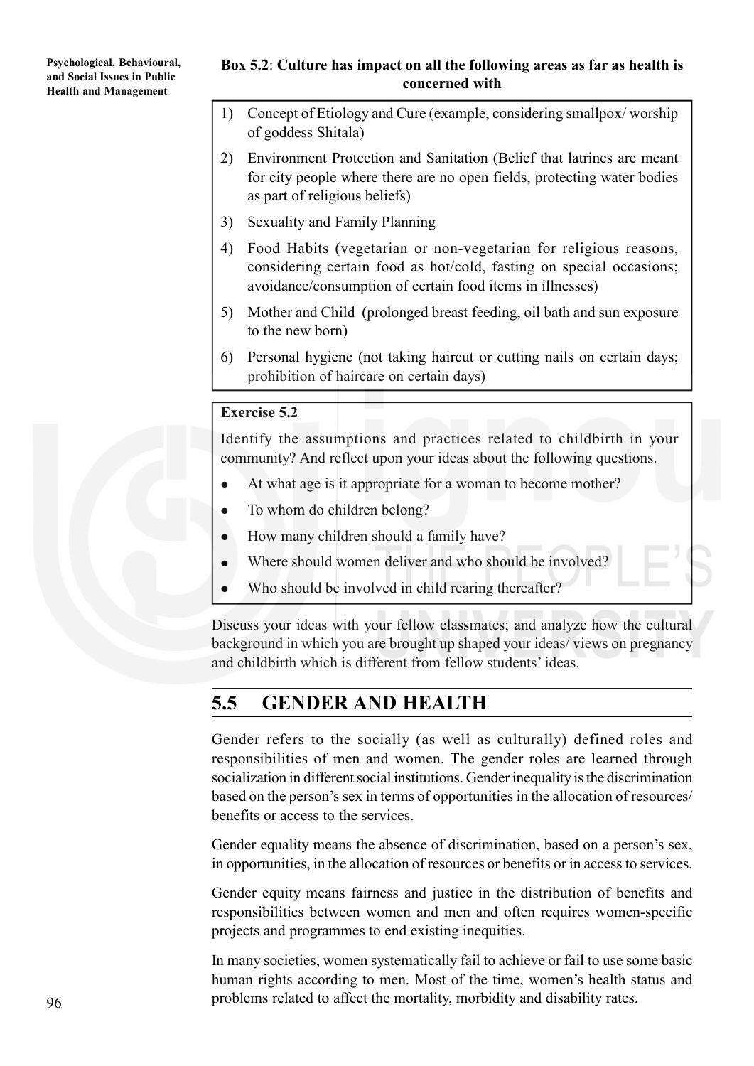**Box 5.2**: **Culture has impact on all the following areas as far as health is concerned with**

1) Concept of Etiology and Cure (example, considering smallpox/ worship of goddess Shitala)
2) Environment Protection and Sanitation (Belief that latrines are meant for city people where there are no open fields, protecting water bodies as part of religious beliefs)
3) Sexuality and Family Planning
4) Food Habits (vegetarian or non-vegetarian for religious reasons, considering certain food as hot/cold, fasting on special occasions; avoidance/consumption of certain food items in illnesses)
5) Mother and Child (prolonged breast feeding, oil bath and sun exposure to the new born)
6) Personal hygiene (not taking haircut or cutting nails on certain days; prohibition of haircare on certain days)

**Exercise 5.2**

Identify the assumptions and practices related to childbirth in your community? And reflect upon your ideas about the following questions.

- At what age is it appropriate for a woman to become mother?
- To whom do children belong?
- How many children should a family have?
- Where should women deliver and who should be involved?
- Who should be involved in child rearing thereafter?

Discuss your ideas with your fellow classmates; and analyze how the cultural background in which you are brought up shaped your ideas/ views on pregnancy and childbirth which is different from fellow students' ideas.

## 5.5 GENDER AND HEALTH

Gender refers to the socially (as well as culturally) defined roles and responsibilities of men and women. The gender roles are learned through socialization in different social institutions. Gender inequality is the discrimination based on the person's sex in terms of opportunities in the allocation of resources/ benefits or access to the services.

Gender equality means the absence of discrimination, based on a person's sex, in opportunities, in the allocation of resources or benefits or in access to services.

Gender equity means fairness and justice in the distribution of benefits and responsibilities between women and men and often requires women-specific projects and programmes to end existing inequities.

In many societies, women systematically fail to achieve or fail to use some basic human rights according to men. Most of the time, women's health status and problems related to affect the mortality, morbidity and disability rates.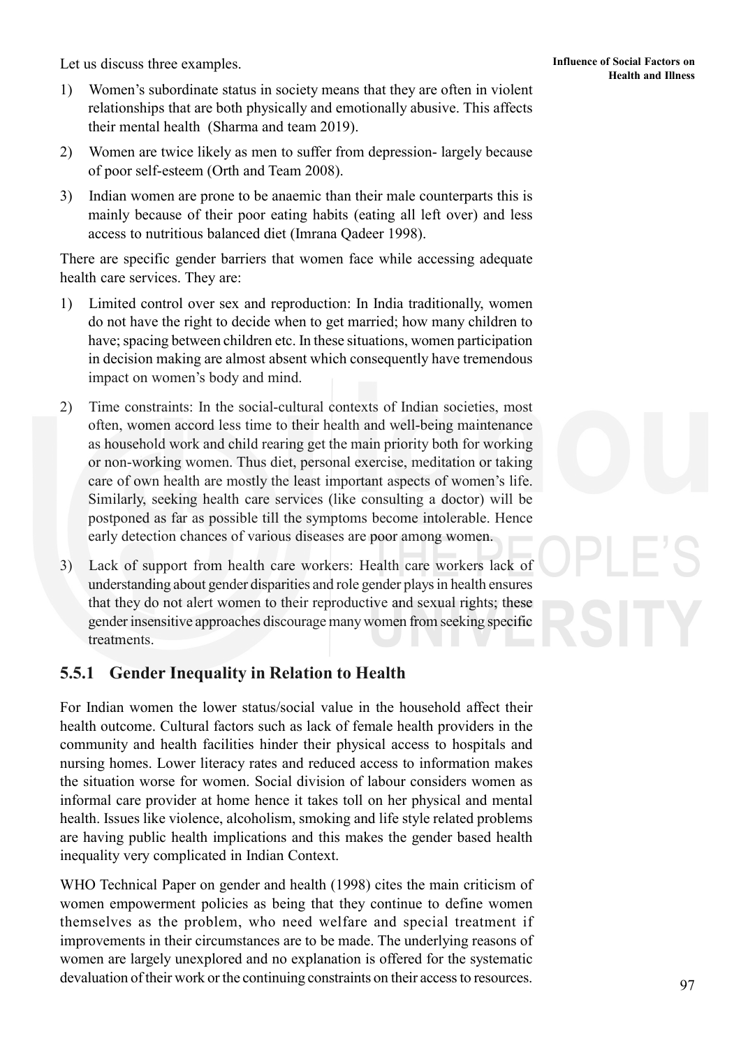Let us discuss three examples.

1) Women's subordinate status in society means that they are often in violent relationships that are both physically and emotionally abusive. This affects their mental health (Sharma and team 2019).
2) Women are twice likely as men to suffer from depression- largely because of poor self-esteem (Orth and Team 2008).
3) Indian women are prone to be anaemic than their male counterparts this is mainly because of their poor eating habits (eating all left over) and less access to nutritious balanced diet (Imrana Qadeer 1998).

There are specific gender barriers that women face while accessing adequate health care services. They are:

1) Limited control over sex and reproduction: In India traditionally, women do not have the right to decide when to get married; how many children to have; spacing between children etc. In these situations, women participation in decision making are almost absent which consequently have tremendous impact on women's body and mind.
2) Time constraints: In the social-cultural contexts of Indian societies, most often, women accord less time to their health and well-being maintenance as household work and child rearing get the main priority both for working or non-working women. Thus diet, personal exercise, meditation or taking care of own health are mostly the least important aspects of women's life. Similarly, seeking health care services (like consulting a doctor) will be postponed as far as possible till the symptoms become intolerable. Hence early detection chances of various diseases are poor among women.
3) Lack of support from health care workers: Health care workers lack of understanding about gender disparities and role gender plays in health ensures that they do not alert women to their reproductive and sexual rights; these gender insensitive approaches discourage many women from seeking specific treatments.

### 5.5.1 Gender Inequality in Relation to Health

For Indian women the lower status/social value in the household affect their health outcome. Cultural factors such as lack of female health providers in the community and health facilities hinder their physical access to hospitals and nursing homes. Lower literacy rates and reduced access to information makes the situation worse for women. Social division of labour considers women as informal care provider at home hence it takes toll on her physical and mental health. Issues like violence, alcoholism, smoking and life style related problems are having public health implications and this makes the gender based health inequality very complicated in Indian Context.

WHO Technical Paper on gender and health (1998) cites the main criticism of women empowerment policies as being that they continue to define women themselves as the problem, who need welfare and special treatment if improvements in their circumstances are to be made. The underlying reasons of women are largely unexplored and no explanation is offered for the systematic devaluation of their work or the continuing constraints on their access to resources.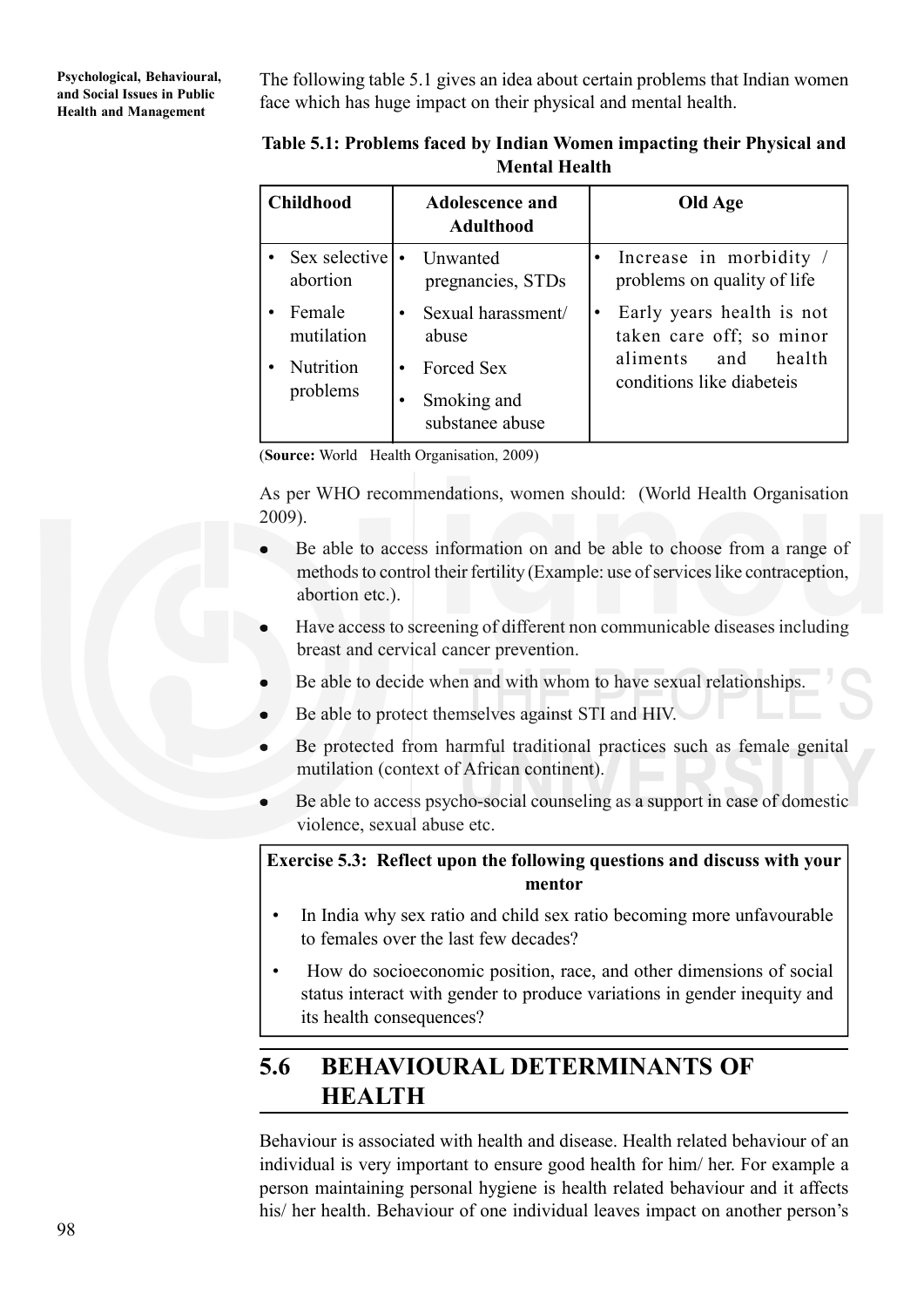The following table 5.1 gives an idea about certain problems that Indian women face which has huge impact on their physical and mental health.

**Table 5.1: Problems faced by Indian Women impacting their Physical and Mental Health**

| Childhood | Adolescence and Adulthood | Old Age |
|---|---|---|
| • Sex selective abortion<br>• Female mutilation<br>• Nutrition problems | • Unwanted pregnancies, STDs<br>• Sexual harassment/ abuse<br>• Forced Sex<br>• Smoking and substanee abuse | • Increase in morbidity / problems on quality of life<br>• Early years health is not taken care off; so minor aliments and health conditions like diabeteis |

(**Source:** World Health Organisation, 2009)

As per WHO recommendations, women should: (World Health Organisation 2009).

- Be able to access information on and be able to choose from a range of methods to control their fertility (Example: use of services like contraception, abortion etc.).
- Have access to screening of different non communicable diseases including breast and cervical cancer prevention.
- Be able to decide when and with whom to have sexual relationships.
- Be able to protect themselves against STI and HIV.
- Be protected from harmful traditional practices such as female genital mutilation (context of African continent).
- Be able to access psycho-social counseling as a support in case of domestic violence, sexual abuse etc.

**Exercise 5.3: Reflect upon the following questions and discuss with your mentor**

- In India why sex ratio and child sex ratio becoming more unfavourable to females over the last few decades?
- How do socioeconomic position, race, and other dimensions of social status interact with gender to produce variations in gender inequity and its health consequences?

## 5.6 BEHAVIOURAL DETERMINANTS OF HEALTH

Behaviour is associated with health and disease. Health related behaviour of an individual is very important to ensure good health for him/ her. For example a person maintaining personal hygiene is health related behaviour and it affects his/ her health. Behaviour of one individual leaves impact on another person's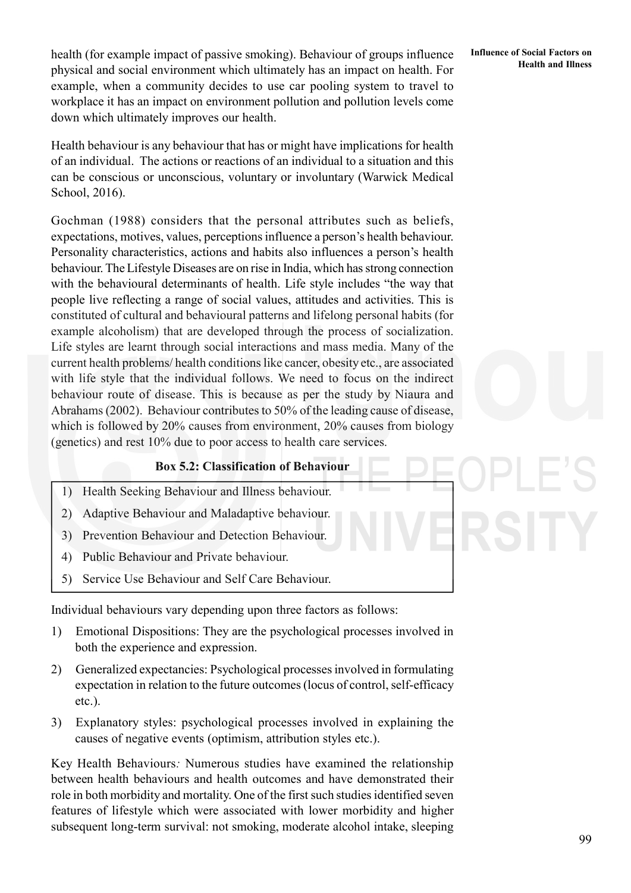health (for example impact of passive smoking). Behaviour of groups influence physical and social environment which ultimately has an impact on health. For example, when a community decides to use car pooling system to travel to workplace it has an impact on environment pollution and pollution levels come down which ultimately improves our health.

Health behaviour is any behaviour that has or might have implications for health of an individual. The actions or reactions of an individual to a situation and this can be conscious or unconscious, voluntary or involuntary (Warwick Medical School, 2016).

Gochman (1988) considers that the personal attributes such as beliefs, expectations, motives, values, perceptions influence a person's health behaviour. Personality characteristics, actions and habits also influences a person's health behaviour. The Lifestyle Diseases are on rise in India, which has strong connection with the behavioural determinants of health. Life style includes "the way that people live reflecting a range of social values, attitudes and activities. This is constituted of cultural and behavioural patterns and lifelong personal habits (for example alcoholism) that are developed through the process of socialization. Life styles are learnt through social interactions and mass media. Many of the current health problems/ health conditions like cancer, obesity etc., are associated with life style that the individual follows. We need to focus on the indirect behaviour route of disease. This is because as per the study by Niaura and Abrahams (2002). Behaviour contributes to 50% of the leading cause of disease, which is followed by 20% causes from environment, 20% causes from biology (genetics) and rest 10% due to poor access to health care services.

**Box 5.2: Classification of Behaviour**

1) Health Seeking Behaviour and Illness behaviour.
2) Adaptive Behaviour and Maladaptive behaviour.
3) Prevention Behaviour and Detection Behaviour.
4) Public Behaviour and Private behaviour.
5) Service Use Behaviour and Self Care Behaviour.

Individual behaviours vary depending upon three factors as follows:

1) Emotional Dispositions: They are the psychological processes involved in both the experience and expression.
2) Generalized expectancies: Psychological processes involved in formulating expectation in relation to the future outcomes (locus of control, self-efficacy etc.).
3) Explanatory styles: psychological processes involved in explaining the causes of negative events (optimism, attribution styles etc.).

Key Health Behaviours*:* Numerous studies have examined the relationship between health behaviours and health outcomes and have demonstrated their role in both morbidity and mortality. One of the first such studies identified seven features of lifestyle which were associated with lower morbidity and higher subsequent long-term survival: not smoking, moderate alcohol intake, sleeping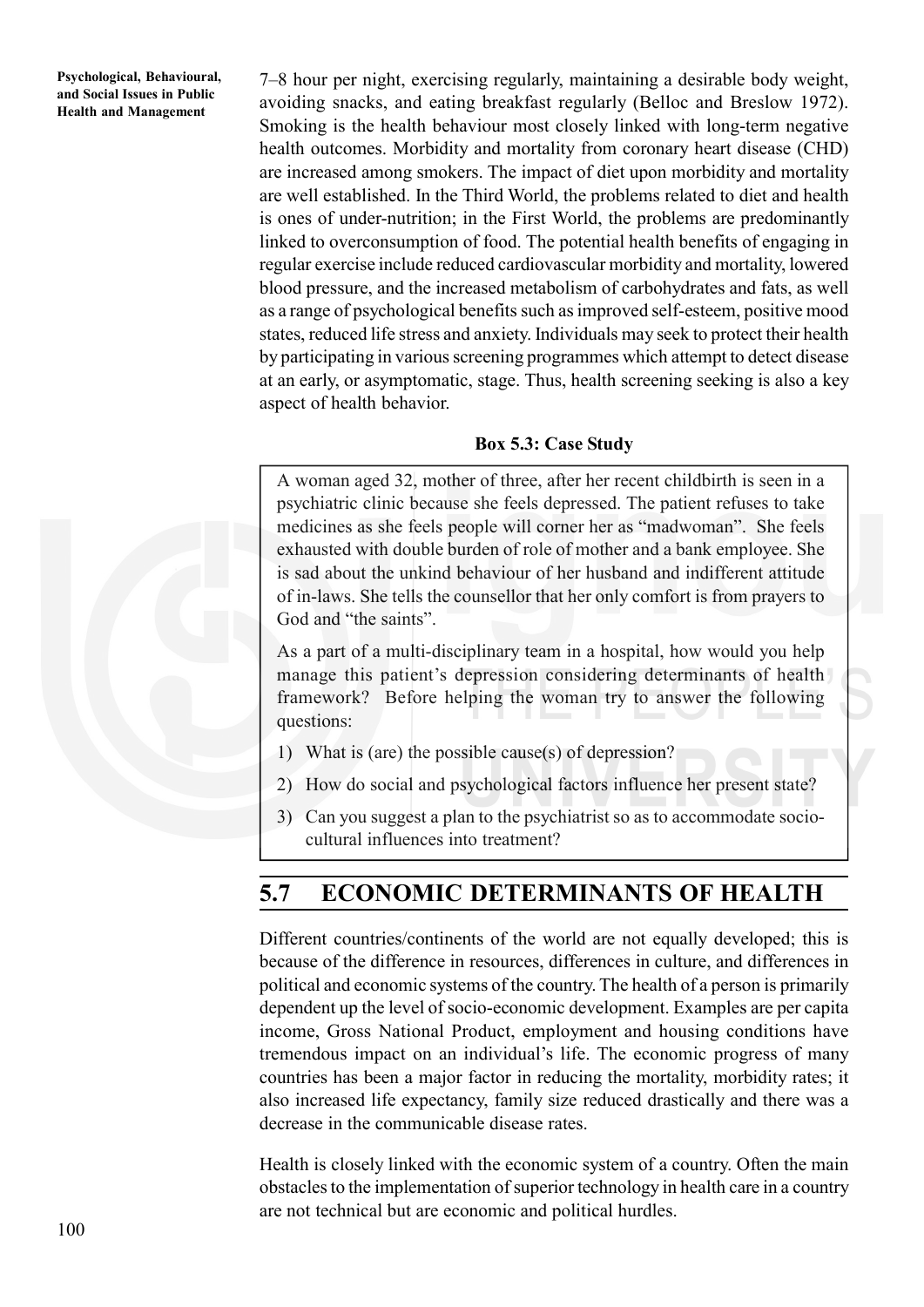7–8 hour per night, exercising regularly, maintaining a desirable body weight, avoiding snacks, and eating breakfast regularly (Belloc and Breslow 1972). Smoking is the health behaviour most closely linked with long-term negative health outcomes. Morbidity and mortality from coronary heart disease (CHD) are increased among smokers. The impact of diet upon morbidity and mortality are well established. In the Third World, the problems related to diet and health is ones of under-nutrition; in the First World, the problems are predominantly linked to overconsumption of food. The potential health benefits of engaging in regular exercise include reduced cardiovascular morbidity and mortality, lowered blood pressure, and the increased metabolism of carbohydrates and fats, as well as a range of psychological benefits such as improved self-esteem, positive mood states, reduced life stress and anxiety. Individuals may seek to protect their health by participating in various screening programmes which attempt to detect disease at an early, or asymptomatic, stage. Thus, health screening seeking is also a key aspect of health behavior.

**Box 5.3: Case Study**

A woman aged 32, mother of three, after her recent childbirth is seen in a psychiatric clinic because she feels depressed. The patient refuses to take medicines as she feels people will corner her as "madwoman". She feels exhausted with double burden of role of mother and a bank employee. She is sad about the unkind behaviour of her husband and indifferent attitude of in-laws. She tells the counsellor that her only comfort is from prayers to God and "the saints".

As a part of a multi-disciplinary team in a hospital, how would you help manage this patient's depression considering determinants of health framework? Before helping the woman try to answer the following questions:

1) What is (are) the possible cause(s) of depression?
2) How do social and psychological factors influence her present state?
3) Can you suggest a plan to the psychiatrist so as to accommodate socio-cultural influences into treatment?

## 5.7 ECONOMIC DETERMINANTS OF HEALTH

Different countries/continents of the world are not equally developed; this is because of the difference in resources, differences in culture, and differences in political and economic systems of the country. The health of a person is primarily dependent up the level of socio-economic development. Examples are per capita income, Gross National Product, employment and housing conditions have tremendous impact on an individual's life. The economic progress of many countries has been a major factor in reducing the mortality, morbidity rates; it also increased life expectancy, family size reduced drastically and there was a decrease in the communicable disease rates.

Health is closely linked with the economic system of a country. Often the main obstacles to the implementation of superior technology in health care in a country are not technical but are economic and political hurdles.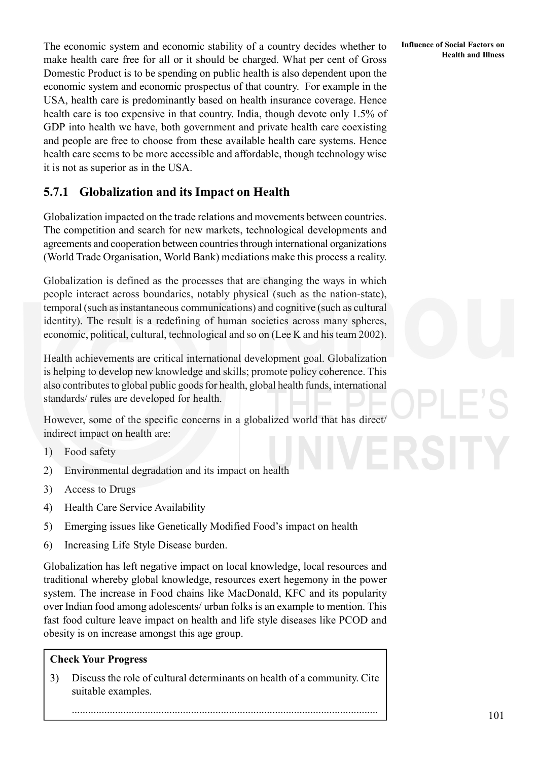The economic system and economic stability of a country decides whether to make health care free for all or it should be charged. What per cent of Gross Domestic Product is to be spending on public health is also dependent upon the economic system and economic prospectus of that country. For example in the USA, health care is predominantly based on health insurance coverage. Hence health care is too expensive in that country. India, though devote only 1.5% of GDP into health we have, both government and private health care coexisting and people are free to choose from these available health care systems. Hence health care seems to be more accessible and affordable, though technology wise it is not as superior as in the USA.

### 5.7.1 Globalization and its Impact on Health

Globalization impacted on the trade relations and movements between countries. The competition and search for new markets, technological developments and agreements and cooperation between countries through international organizations (World Trade Organisation, World Bank) mediations make this process a reality.

Globalization is defined as the processes that are changing the ways in which people interact across boundaries, notably physical (such as the nation-state), temporal (such as instantaneous communications) and cognitive (such as cultural identity). The result is a redefining of human societies across many spheres, economic, political, cultural, technological and so on (Lee K and his team 2002).

Health achievements are critical international development goal. Globalization is helping to develop new knowledge and skills; promote policy coherence. This also contributes to global public goods for health, global health funds, international standards/ rules are developed for health.

However, some of the specific concerns in a globalized world that has direct/ indirect impact on health are:

1) Food safety
2) Environmental degradation and its impact on health
3) Access to Drugs
4) Health Care Service Availability
5) Emerging issues like Genetically Modified Food's impact on health
6) Increasing Life Style Disease burden.

Globalization has left negative impact on local knowledge, local resources and traditional whereby global knowledge, resources exert hegemony in the power system. The increase in Food chains like MacDonald, KFC and its popularity over Indian food among adolescents/ urban folks is an example to mention. This fast food culture leave impact on health and life style diseases like PCOD and obesity is on increase amongst this age group.

**Check Your Progress**

3) Discuss the role of cultural determinants on health of a community. Cite suitable examples.

...............................................................................................................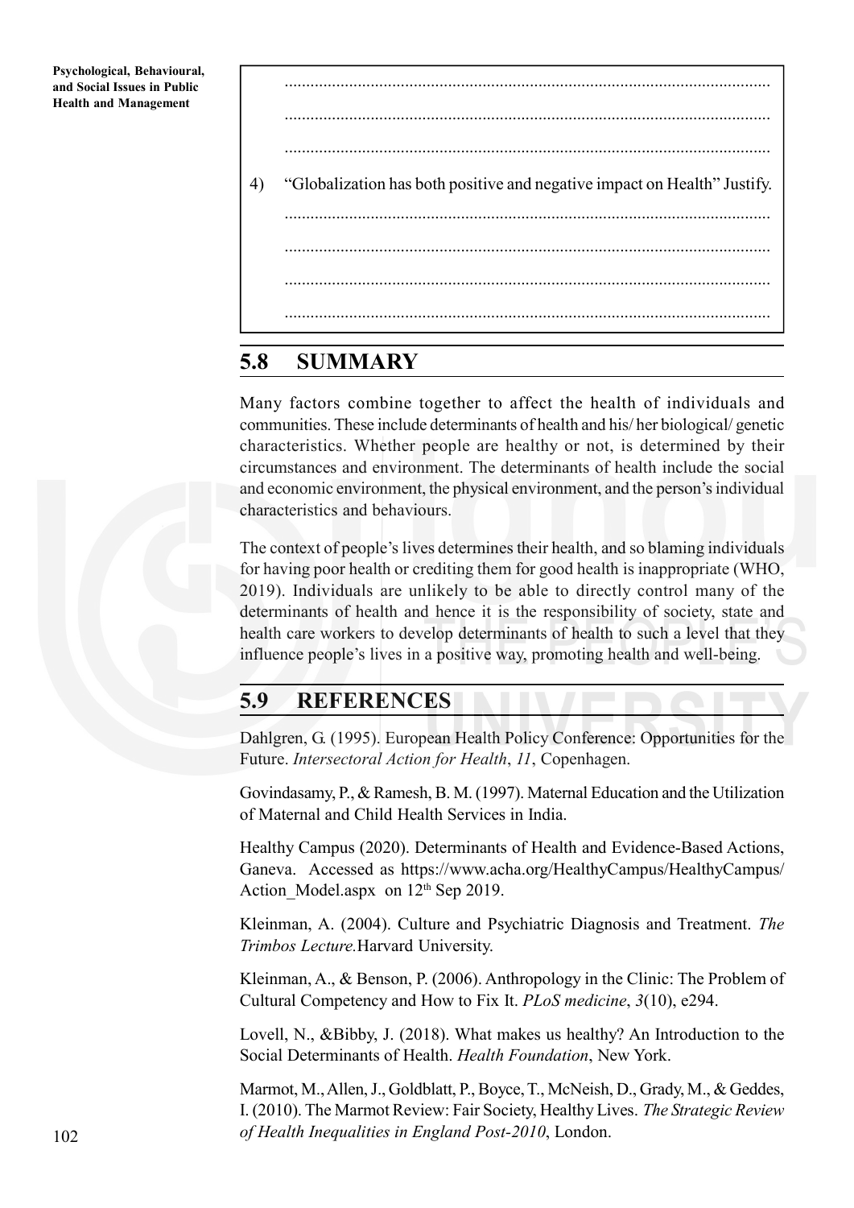................................................................................................................

................................................................................................................

................................................................................................................

4) "Globalization has both positive and negative impact on Health" Justify.

................................................................................................................

................................................................................................................

................................................................................................................

................................................................................................................

## 5.8 SUMMARY

Many factors combine together to affect the health of individuals and communities. These include determinants of health and his/ her biological/ genetic characteristics. Whether people are healthy or not, is determined by their circumstances and environment. The determinants of health include the social and economic environment, the physical environment, and the person's individual characteristics and behaviours.

The context of people's lives determines their health, and so blaming individuals for having poor health or crediting them for good health is inappropriate (WHO, 2019). Individuals are unlikely to be able to directly control many of the determinants of health and hence it is the responsibility of society, state and health care workers to develop determinants of health to such a level that they influence people's lives in a positive way, promoting health and well-being.

## 5.9 REFERENCES

Dahlgren, G. (1995). European Health Policy Conference: Opportunities for the Future. *Intersectoral Action for Health*, *11*, Copenhagen.

Govindasamy, P., & Ramesh, B. M. (1997). Maternal Education and the Utilization of Maternal and Child Health Services in India.

Healthy Campus (2020). Determinants of Health and Evidence-Based Actions, Ganeva. Accessed as https://www.acha.org/HealthyCampus/HealthyCampus/Action_Model.aspx on 12th Sep 2019.

Kleinman, A. (2004). Culture and Psychiatric Diagnosis and Treatment. *The Trimbos Lecture.*Harvard University.

Kleinman, A., & Benson, P. (2006). Anthropology in the Clinic: The Problem of Cultural Competency and How to Fix It. *PLoS medicine*, *3*(10), e294.

Lovell, N., &Bibby, J. (2018). What makes us healthy? An Introduction to the Social Determinants of Health. *Health Foundation*, New York.

Marmot, M., Allen, J., Goldblatt, P., Boyce, T., McNeish, D., Grady, M., & Geddes, I. (2010). The Marmot Review: Fair Society, Healthy Lives. *The Strategic Review of Health Inequalities in England Post-2010*, London.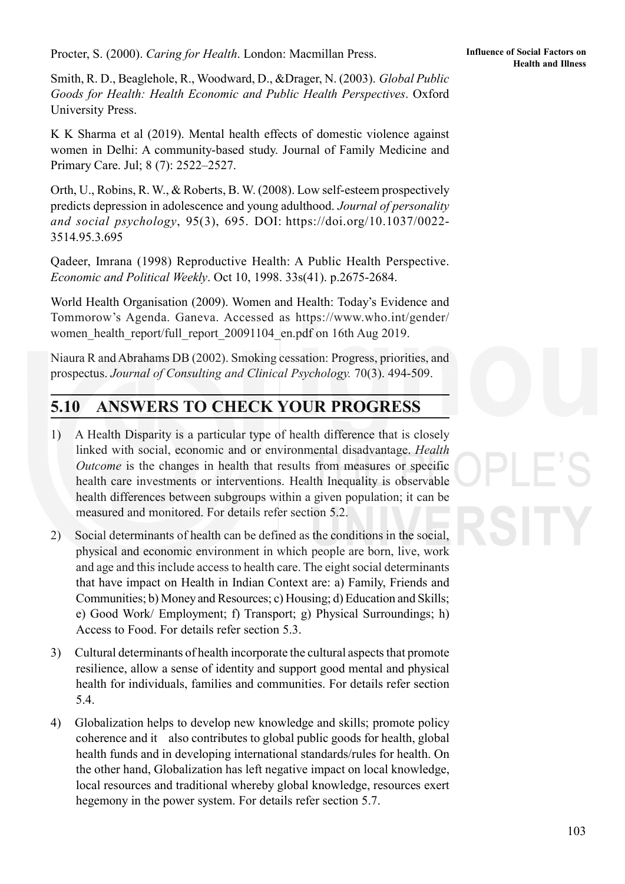Procter, S. (2000). *Caring for Health*. London: Macmillan Press.

Smith, R. D., Beaglehole, R., Woodward, D., &Drager, N. (2003). *Global Public Goods for Health: Health Economic and Public Health Perspectives*. Oxford University Press.

K K Sharma et al (2019). Mental health effects of domestic violence against women in Delhi: A community-based study. Journal of Family Medicine and Primary Care. Jul; 8 (7): 2522–2527.

Orth, U., Robins, R. W., & Roberts, B. W. (2008). Low self-esteem prospectively predicts depression in adolescence and young adulthood. *Journal of personality and social psychology*, 95(3), 695. DOI: https://doi.org/10.1037/0022-3514.95.3.695

Qadeer, Imrana (1998) Reproductive Health: A Public Health Perspective. *Economic and Political Weekly*. Oct 10, 1998. 33s(41). p.2675-2684.

World Health Organisation (2009). Women and Health: Today's Evidence and Tommorow's Agenda. Ganeva. Accessed as https://www.who.int/gender/women_health_report/full_report_20091104_en.pdf on 16th Aug 2019.

Niaura R and Abrahams DB (2002). Smoking cessation: Progress, priorities, and prospectus. *Journal of Consulting and Clinical Psychology.* 70(3). 494-509.

## 5.10 ANSWERS TO CHECK YOUR PROGRESS

1) A Health Disparity is a particular type of health difference that is closely linked with social, economic and or environmental disadvantage. *Health Outcome* is the changes in health that results from measures or specific health care investments or interventions. Health Inequality is observable health differences between subgroups within a given population; it can be measured and monitored. For details refer section 5.2.

2) Social determinants of health can be defined as the conditions in the social, physical and economic environment in which people are born, live, work and age and this include access to health care. The eight social determinants that have impact on Health in Indian Context are: a) Family, Friends and Communities; b) Money and Resources; c) Housing; d) Education and Skills; e) Good Work/ Employment; f) Transport; g) Physical Surroundings; h) Access to Food. For details refer section 5.3.

3) Cultural determinants of health incorporate the cultural aspects that promote resilience, allow a sense of identity and support good mental and physical health for individuals, families and communities. For details refer section 5.4.

4) Globalization helps to develop new knowledge and skills; promote policy coherence and it also contributes to global public goods for health, global health funds and in developing international standards/rules for health. On the other hand, Globalization has left negative impact on local knowledge, local resources and traditional whereby global knowledge, resources exert hegemony in the power system. For details refer section 5.7.